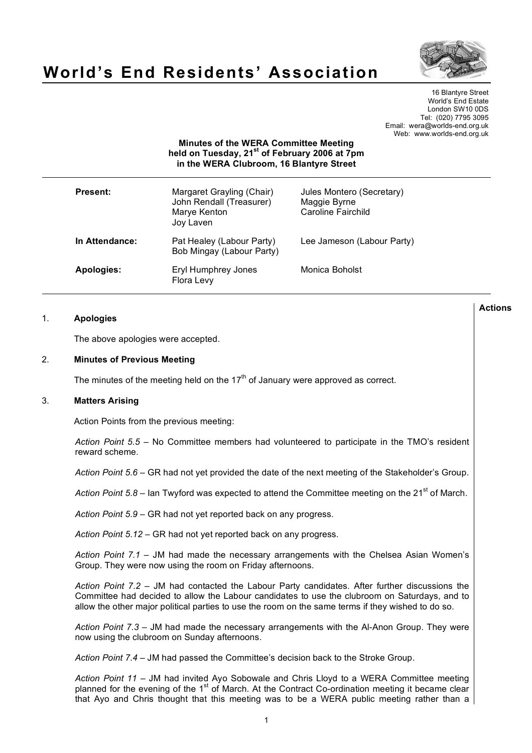# World's End Residents' Association

16 Blantyre Street
World's End Estate
London SW10 0DS
Tel: (020) 7795 3095
Email: wera@worlds-end.org.uk
Web: www.worlds-end.org.uk

**Minutes of the WERA Committee Meeting held on Tuesday, 21st of February 2006 at 7pm in the WERA Clubroom, 16 Blantyre Street**

| | | |
|---|---|---|
| **Present:** | Margaret Grayling (Chair)<br>John Rendall (Treasurer)<br>Marye Kenton<br>Joy Laven | Jules Montero (Secretary)<br>Maggie Byrne<br>Caroline Fairchild |
| **In Attendance:** | Pat Healey (Labour Party)<br>Bob Mingay (Labour Party) | Lee Jameson (Labour Party) |
| **Apologies:** | Eryl Humphrey Jones<br>Flora Levy | Monica Boholst |

**Actions**

## 1. Apologies

The above apologies were accepted.

## 2. Minutes of Previous Meeting

The minutes of the meeting held on the 17th of January were approved as correct.

## 3. Matters Arising

Action Points from the previous meeting:

*Action Point 5.5* – No Committee members had volunteered to participate in the TMO's resident reward scheme.

*Action Point 5.6* – GR had not yet provided the date of the next meeting of the Stakeholder's Group.

*Action Point 5.8* – Ian Twyford was expected to attend the Committee meeting on the 21st of March.

*Action Point 5.9* – GR had not yet reported back on any progress.

*Action Point 5.12* – GR had not yet reported back on any progress.

*Action Point 7.1* – JM had made the necessary arrangements with the Chelsea Asian Women's Group. They were now using the room on Friday afternoons.

*Action Point 7.2* – JM had contacted the Labour Party candidates. After further discussions the Committee had decided to allow the Labour candidates to use the clubroom on Saturdays, and to allow the other major political parties to use the room on the same terms if they wished to do so.

*Action Point 7.3* – JM had made the necessary arrangements with the Al-Anon Group. They were now using the clubroom on Sunday afternoons.

*Action Point 7.4* – JM had passed the Committee's decision back to the Stroke Group.

*Action Point 11* – JM had invited Ayo Sobowale and Chris Lloyd to a WERA Committee meeting planned for the evening of the 1st of March. At the Contract Co-ordination meeting it became clear that Ayo and Chris thought that this meeting was to be a WERA public meeting rather than a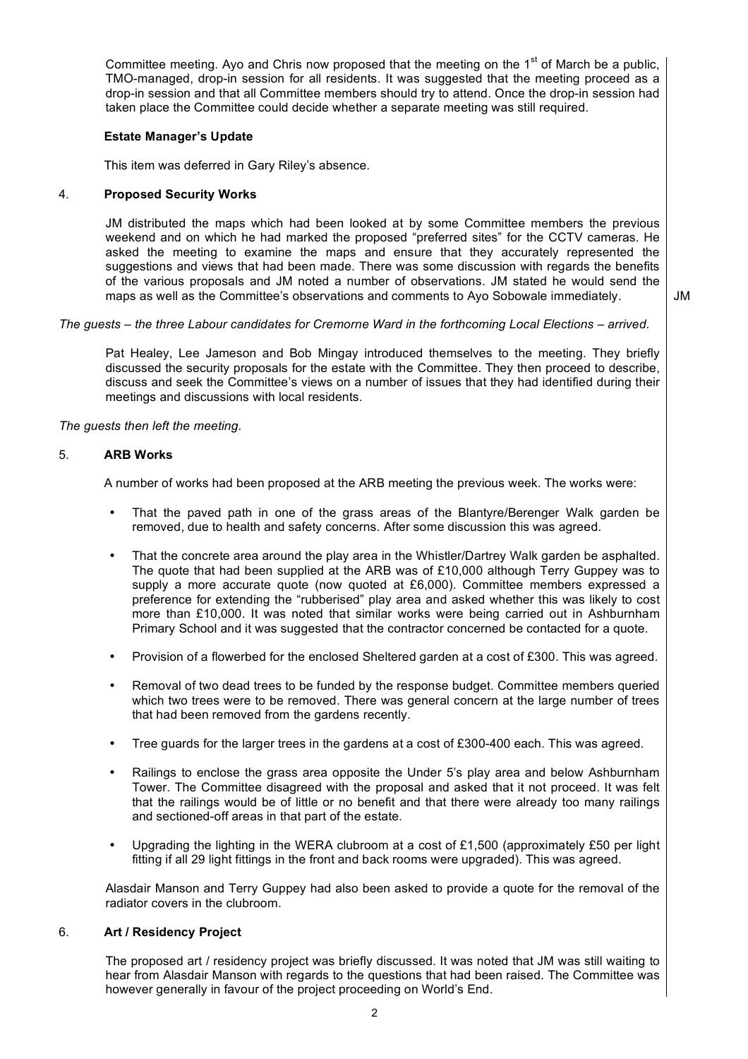Committee meeting. Ayo and Chris now proposed that the meeting on the 1st of March be a public, TMO-managed, drop-in session for all residents. It was suggested that the meeting proceed as a drop-in session and that all Committee members should try to attend. Once the drop-in session had taken place the Committee could decide whether a separate meeting was still required.

**Estate Manager's Update**

This item was deferred in Gary Riley's absence.

4. **Proposed Security Works**

JM distributed the maps which had been looked at by some Committee members the previous weekend and on which he had marked the proposed "preferred sites" for the CCTV cameras. He asked the meeting to examine the maps and ensure that they accurately represented the suggestions and views that had been made. There was some discussion with regards the benefits of the various proposals and JM noted a number of observations. JM stated he would send the maps as well as the Committee's observations and comments to Ayo Sobowale immediately. **JM**

*The guests – the three Labour candidates for Cremorne Ward in the forthcoming Local Elections – arrived.*

Pat Healey, Lee Jameson and Bob Mingay introduced themselves to the meeting. They briefly discussed the security proposals for the estate with the Committee. They then proceed to describe, discuss and seek the Committee's views on a number of issues that they had identified during their meetings and discussions with local residents.

*The guests then left the meeting.*

5. **ARB Works**

A number of works had been proposed at the ARB meeting the previous week. The works were:

- That the paved path in one of the grass areas of the Blantyre/Berenger Walk garden be removed, due to health and safety concerns. After some discussion this was agreed.
- That the concrete area around the play area in the Whistler/Dartrey Walk garden be asphalted. The quote that had been supplied at the ARB was of £10,000 although Terry Guppey was to supply a more accurate quote (now quoted at £6,000). Committee members expressed a preference for extending the "rubberised" play area and asked whether this was likely to cost more than £10,000. It was noted that similar works were being carried out in Ashburnham Primary School and it was suggested that the contractor concerned be contacted for a quote.
- Provision of a flowerbed for the enclosed Sheltered garden at a cost of £300. This was agreed.
- Removal of two dead trees to be funded by the response budget. Committee members queried which two trees were to be removed. There was general concern at the large number of trees that had been removed from the gardens recently.
- Tree guards for the larger trees in the gardens at a cost of £300-400 each. This was agreed.
- Railings to enclose the grass area opposite the Under 5's play area and below Ashburnham Tower. The Committee disagreed with the proposal and asked that it not proceed. It was felt that the railings would be of little or no benefit and that there were already too many railings and sectioned-off areas in that part of the estate.
- Upgrading the lighting in the WERA clubroom at a cost of £1,500 (approximately £50 per light fitting if all 29 light fittings in the front and back rooms were upgraded). This was agreed.

Alasdair Manson and Terry Guppey had also been asked to provide a quote for the removal of the radiator covers in the clubroom.

6. **Art / Residency Project**

The proposed art / residency project was briefly discussed. It was noted that JM was still waiting to hear from Alasdair Manson with regards to the questions that had been raised. The Committee was however generally in favour of the project proceeding on World's End.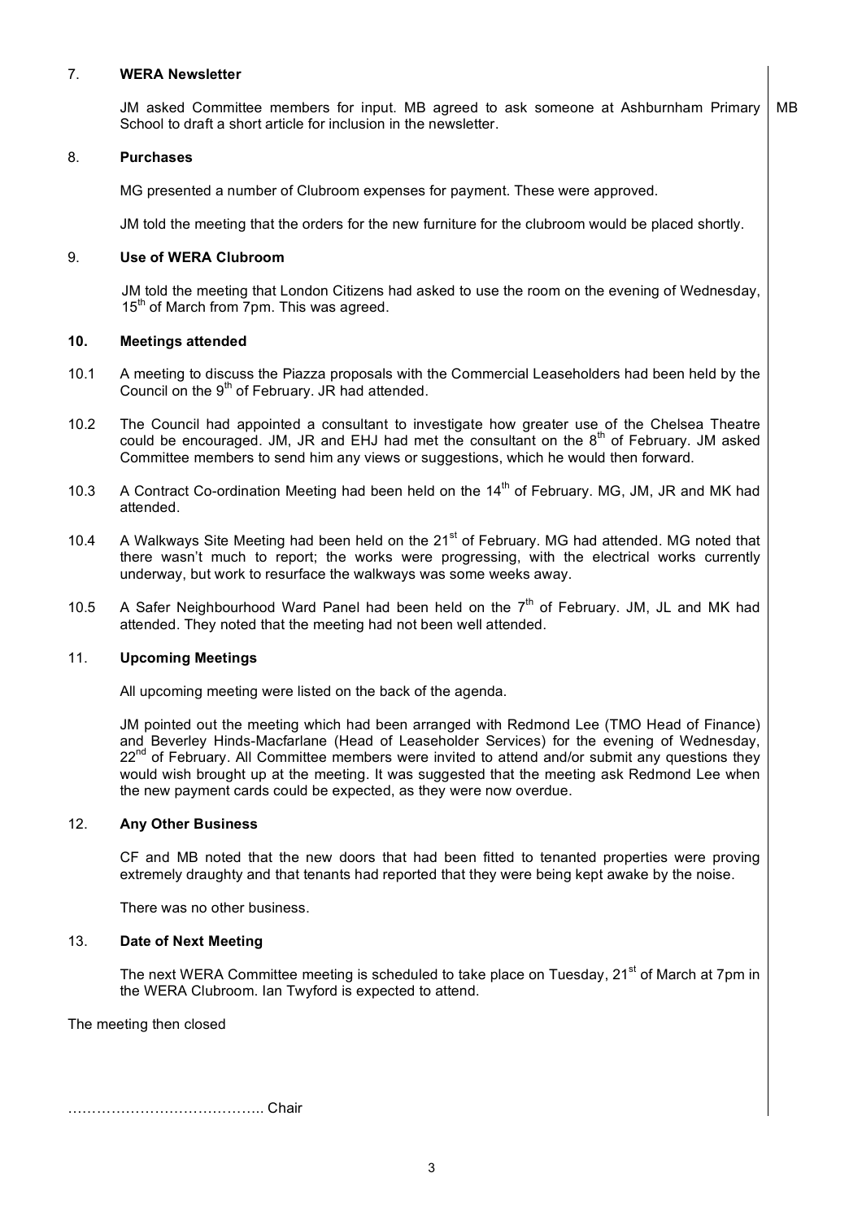## 7. WERA Newsletter

JM asked Committee members for input. MB agreed to ask someone at Ashburnham Primary School to draft a short article for inclusion in the newsletter. **MB**

## 8. Purchases

MG presented a number of Clubroom expenses for payment. These were approved.

JM told the meeting that the orders for the new furniture for the clubroom would be placed shortly.

## 9. Use of WERA Clubroom

JM told the meeting that London Citizens had asked to use the room on the evening of Wednesday, 15th of March from 7pm. This was agreed.

## 10. Meetings attended

10.1 A meeting to discuss the Piazza proposals with the Commercial Leaseholders had been held by the Council on the 9th of February. JR had attended.

10.2 The Council had appointed a consultant to investigate how greater use of the Chelsea Theatre could be encouraged. JM, JR and EHJ had met the consultant on the 8th of February. JM asked Committee members to send him any views or suggestions, which he would then forward.

10.3 A Contract Co-ordination Meeting had been held on the 14th of February. MG, JM, JR and MK had attended.

10.4 A Walkways Site Meeting had been held on the 21st of February. MG had attended. MG noted that there wasn't much to report; the works were progressing, with the electrical works currently underway, but work to resurface the walkways was some weeks away.

10.5 A Safer Neighbourhood Ward Panel had been held on the 7th of February. JM, JL and MK had attended. They noted that the meeting had not been well attended.

## 11. Upcoming Meetings

All upcoming meeting were listed on the back of the agenda.

JM pointed out the meeting which had been arranged with Redmond Lee (TMO Head of Finance) and Beverley Hinds-Macfarlane (Head of Leaseholder Services) for the evening of Wednesday, 22nd of February. All Committee members were invited to attend and/or submit any questions they would wish brought up at the meeting. It was suggested that the meeting ask Redmond Lee when the new payment cards could be expected, as they were now overdue.

## 12. Any Other Business

CF and MB noted that the new doors that had been fitted to tenanted properties were proving extremely draughty and that tenants had reported that they were being kept awake by the noise.

There was no other business.

## 13. Date of Next Meeting

The next WERA Committee meeting is scheduled to take place on Tuesday, 21st of March at 7pm in the WERA Clubroom. Ian Twyford is expected to attend.

The meeting then closed

………………………………….. Chair